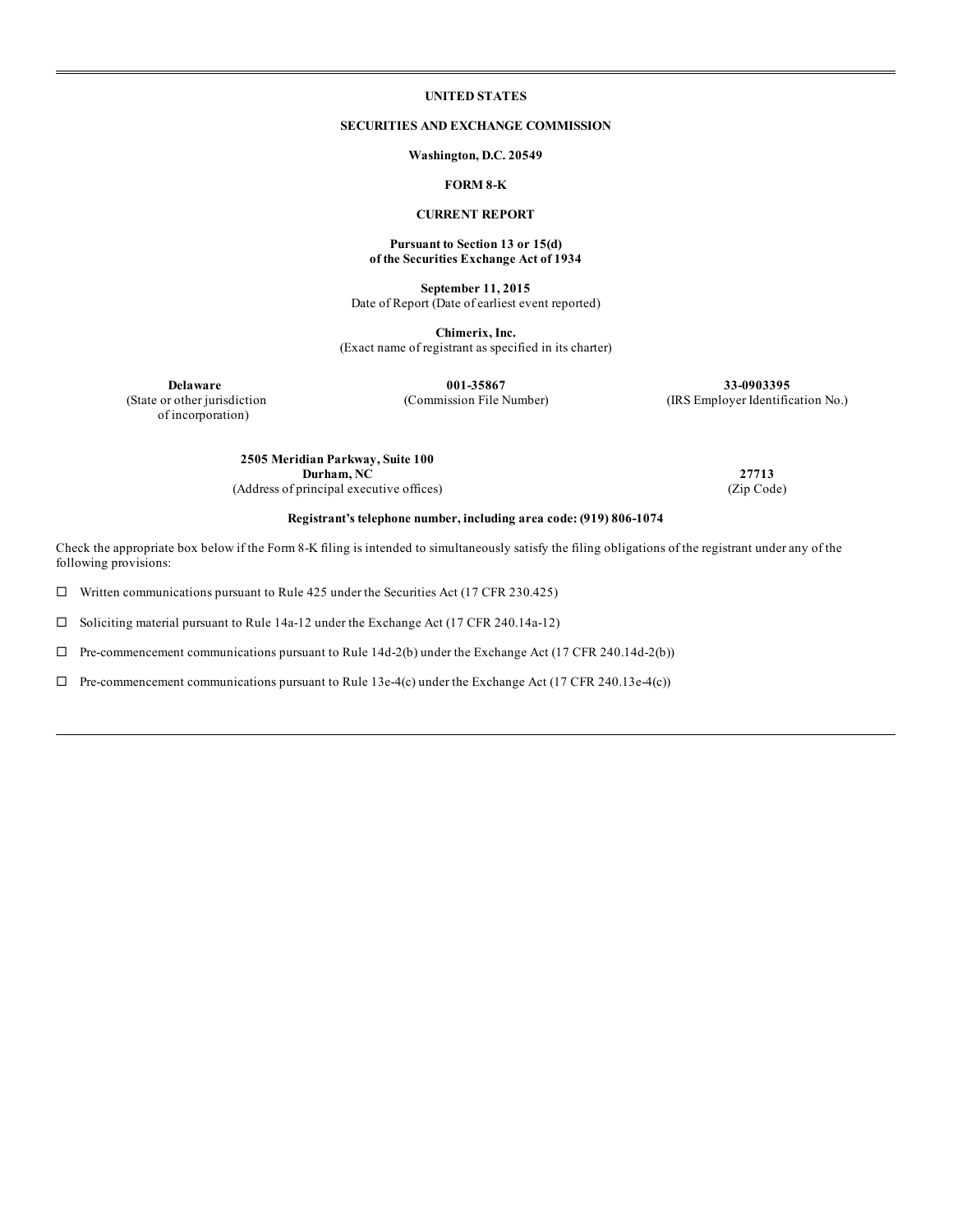**UNITED STATES**

**SECURITIES AND EXCHANGE COMMISSION**

**Washington, D.C. 20549**

**FORM 8-K**

**CURRENT REPORT**

**Pursuant to Section 13 or 15(d)**
**of the Securities Exchange Act of 1934**

**September 11, 2015**
Date of Report (Date of earliest event reported)

**Chimerix, Inc.**
(Exact name of registrant as specified in its charter)

| **Delaware** | **001-35867** | **33-0903395** |
|---|---|---|
| (State or other jurisdiction of incorporation) | (Commission File Number) | (IRS Employer Identification No.) |

| **2505 Meridian Parkway, Suite 100**<br>**Durham, NC** | **27713** |
|---|---|
| (Address of principal executive offices) | (Zip Code) |

**Registrant's telephone number, including area code: (919) 806-1074**

Check the appropriate box below if the Form 8-K filing is intended to simultaneously satisfy the filing obligations of the registrant under any of the following provisions:

☐ Written communications pursuant to Rule 425 under the Securities Act (17 CFR 230.425)

☐ Soliciting material pursuant to Rule 14a-12 under the Exchange Act (17 CFR 240.14a-12)

☐ Pre-commencement communications pursuant to Rule 14d-2(b) under the Exchange Act (17 CFR 240.14d-2(b))

☐ Pre-commencement communications pursuant to Rule 13e-4(c) under the Exchange Act (17 CFR 240.13e-4(c))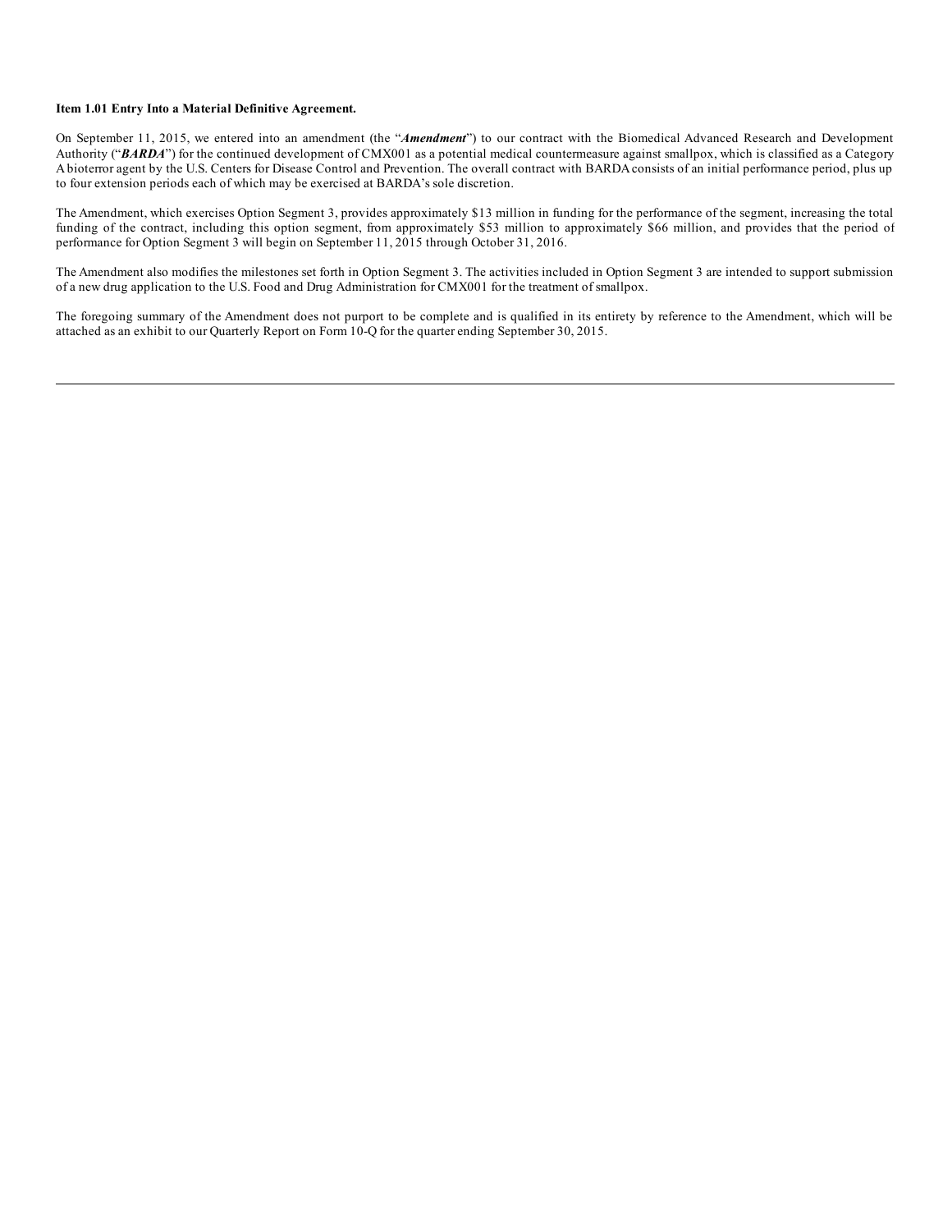**Item 1.01 Entry Into a Material Definitive Agreement.**

On September 11, 2015, we entered into an amendment (the "***Amendment***") to our contract with the Biomedical Advanced Research and Development Authority ("***BARDA***") for the continued development of CMX001 as a potential medical countermeasure against smallpox, which is classified as a Category A bioterror agent by the U.S. Centers for Disease Control and Prevention. The overall contract with BARDA consists of an initial performance period, plus up to four extension periods each of which may be exercised at BARDA's sole discretion.

The Amendment, which exercises Option Segment 3, provides approximately $13 million in funding for the performance of the segment, increasing the total funding of the contract, including this option segment, from approximately $53 million to approximately $66 million, and provides that the period of performance for Option Segment 3 will begin on September 11, 2015 through October 31, 2016.

The Amendment also modifies the milestones set forth in Option Segment 3. The activities included in Option Segment 3 are intended to support submission of a new drug application to the U.S. Food and Drug Administration for CMX001 for the treatment of smallpox.

The foregoing summary of the Amendment does not purport to be complete and is qualified in its entirety by reference to the Amendment, which will be attached as an exhibit to our Quarterly Report on Form 10-Q for the quarter ending September 30, 2015.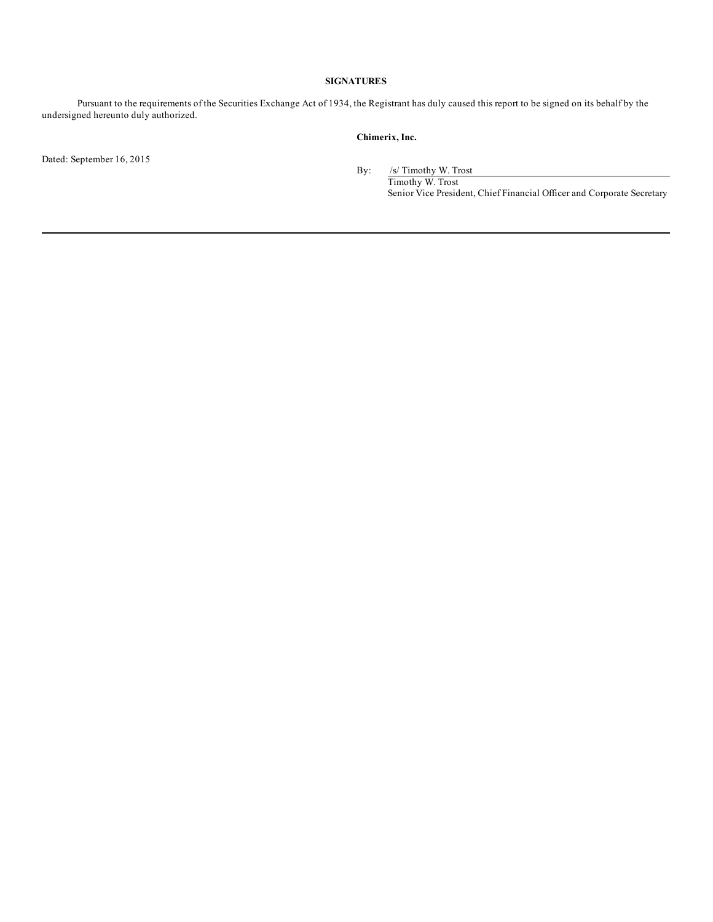**SIGNATURES**

Pursuant to the requirements of the Securities Exchange Act of 1934, the Registrant has duly caused this report to be signed on its behalf by the undersigned hereunto duly authorized.

**Chimerix, Inc.**

Dated: September 16, 2015

By: /s/ Timothy W. Trost
Timothy W. Trost
Senior Vice President, Chief Financial Officer and Corporate Secretary